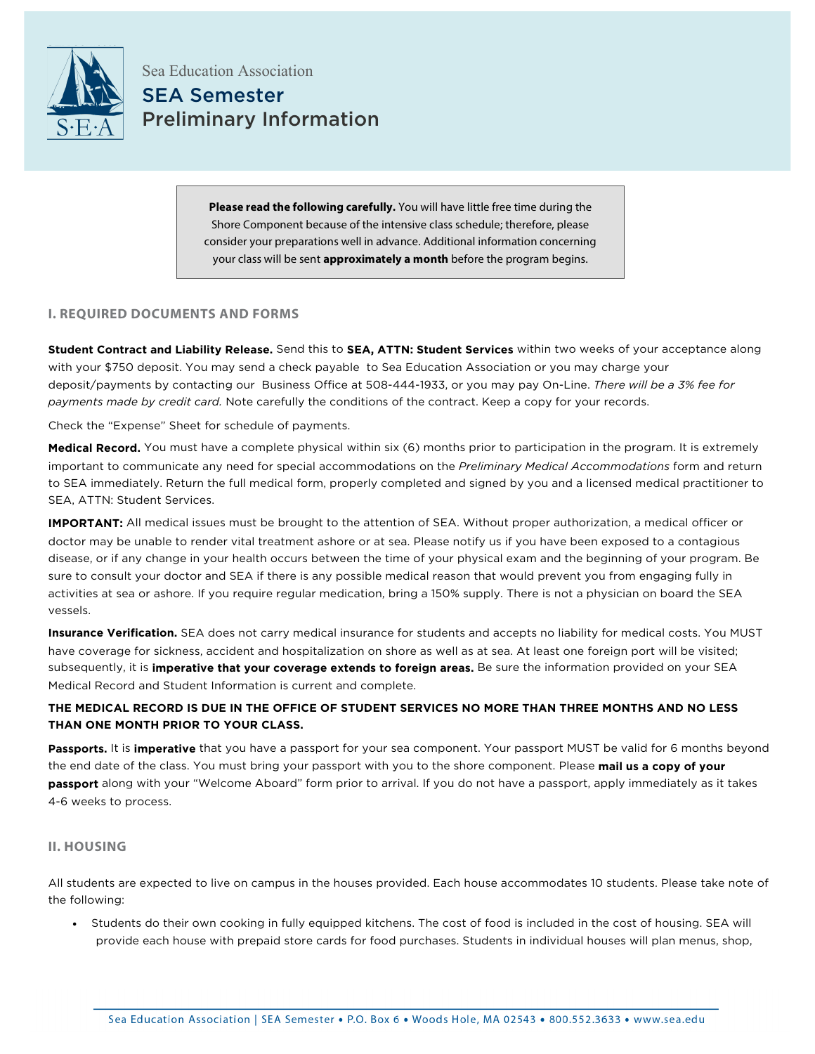Sea Education Association

# SEA Semester Preliminary Information

**Please read the following carefully.** You will have little free time during the Shore Component because of the intensive class schedule; therefore, please consider your preparations well in advance. Additional information concerning your class will be sent **approximately a month** before the program begins.

## I. REQUIRED DOCUMENTS AND FORMS

**Student Contract and Liability Release.** Send this to **SEA, ATTN: Student Services** within two weeks of your acceptance along with your $750 deposit. You may send a check payable to Sea Education Association or you may charge your deposit/payments by contacting our Business Office at 508-444-1933, or you may pay On-Line. *There will be a 3% fee for payments made by credit card.* Note carefully the conditions of the contract. Keep a copy for your records.

Check the "Expense" Sheet for schedule of payments.

**Medical Record.** You must have a complete physical within six (6) months prior to participation in the program. It is extremely important to communicate any need for special accommodations on the *Preliminary Medical Accommodations* form and return to SEA immediately. Return the full medical form, properly completed and signed by you and a licensed medical practitioner to SEA, ATTN: Student Services.

**IMPORTANT:** All medical issues must be brought to the attention of SEA. Without proper authorization, a medical officer or doctor may be unable to render vital treatment ashore or at sea. Please notify us if you have been exposed to a contagious disease, or if any change in your health occurs between the time of your physical exam and the beginning of your program. Be sure to consult your doctor and SEA if there is any possible medical reason that would prevent you from engaging fully in activities at sea or ashore. If you require regular medication, bring a 150% supply. There is not a physician on board the SEA vessels.

**Insurance Verification.** SEA does not carry medical insurance for students and accepts no liability for medical costs. You MUST have coverage for sickness, accident and hospitalization on shore as well as at sea. At least one foreign port will be visited; subsequently, it is **imperative that your coverage extends to foreign areas.** Be sure the information provided on your SEA Medical Record and Student Information is current and complete.

**THE MEDICAL RECORD IS DUE IN THE OFFICE OF STUDENT SERVICES NO MORE THAN THREE MONTHS AND NO LESS THAN ONE MONTH PRIOR TO YOUR CLASS.**

**Passports.** It is **imperative** that you have a passport for your sea component. Your passport MUST be valid for 6 months beyond the end date of the class. You must bring your passport with you to the shore component. Please **mail us a copy of your passport** along with your "Welcome Aboard" form prior to arrival. If you do not have a passport, apply immediately as it takes 4-6 weeks to process.

## II. HOUSING

All students are expected to live on campus in the houses provided. Each house accommodates 10 students. Please take note of the following:

- Students do their own cooking in fully equipped kitchens. The cost of food is included in the cost of housing. SEA will provide each house with prepaid store cards for food purchases. Students in individual houses will plan menus, shop,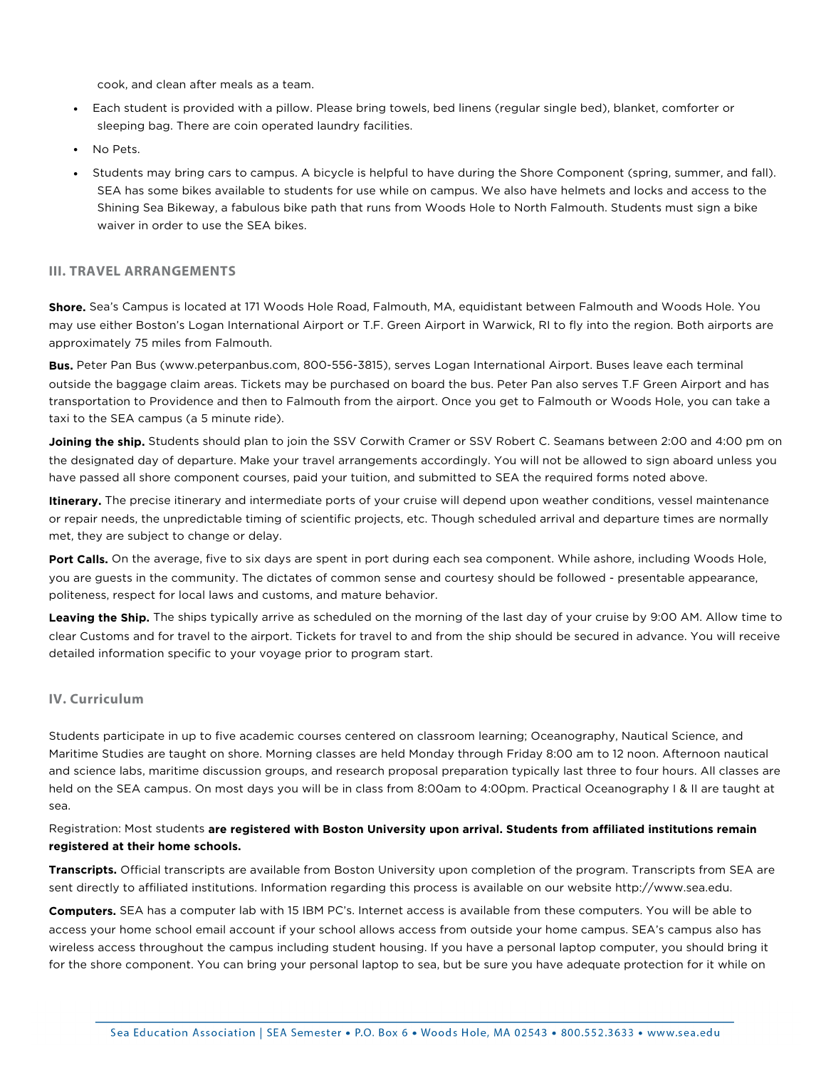cook, and clean after meals as a team.

- Each student is provided with a pillow. Please bring towels, bed linens (regular single bed), blanket, comforter or sleeping bag. There are coin operated laundry facilities.
- No Pets.
- Students may bring cars to campus. A bicycle is helpful to have during the Shore Component (spring, summer, and fall). SEA has some bikes available to students for use while on campus. We also have helmets and locks and access to the Shining Sea Bikeway, a fabulous bike path that runs from Woods Hole to North Falmouth. Students must sign a bike waiver in order to use the SEA bikes.

## III. TRAVEL ARRANGEMENTS

**Shore.** Sea's Campus is located at 171 Woods Hole Road, Falmouth, MA, equidistant between Falmouth and Woods Hole. You may use either Boston's Logan International Airport or T.F. Green Airport in Warwick, RI to fly into the region. Both airports are approximately 75 miles from Falmouth.

**Bus.** Peter Pan Bus (www.peterpanbus.com, 800-556-3815), serves Logan International Airport. Buses leave each terminal outside the baggage claim areas. Tickets may be purchased on board the bus. Peter Pan also serves T.F Green Airport and has transportation to Providence and then to Falmouth from the airport. Once you get to Falmouth or Woods Hole, you can take a taxi to the SEA campus (a 5 minute ride).

**Joining the ship.** Students should plan to join the SSV Corwith Cramer or SSV Robert C. Seamans between 2:00 and 4:00 pm on the designated day of departure. Make your travel arrangements accordingly. You will not be allowed to sign aboard unless you have passed all shore component courses, paid your tuition, and submitted to SEA the required forms noted above.

**Itinerary.** The precise itinerary and intermediate ports of your cruise will depend upon weather conditions, vessel maintenance or repair needs, the unpredictable timing of scientific projects, etc. Though scheduled arrival and departure times are normally met, they are subject to change or delay.

**Port Calls.** On the average, five to six days are spent in port during each sea component. While ashore, including Woods Hole, you are guests in the community. The dictates of common sense and courtesy should be followed - presentable appearance, politeness, respect for local laws and customs, and mature behavior.

**Leaving the Ship.** The ships typically arrive as scheduled on the morning of the last day of your cruise by 9:00 AM. Allow time to clear Customs and for travel to the airport. Tickets for travel to and from the ship should be secured in advance. You will receive detailed information specific to your voyage prior to program start.

## IV. Curriculum

Students participate in up to five academic courses centered on classroom learning; Oceanography, Nautical Science, and Maritime Studies are taught on shore. Morning classes are held Monday through Friday 8:00 am to 12 noon. Afternoon nautical and science labs, maritime discussion groups, and research proposal preparation typically last three to four hours. All classes are held on the SEA campus. On most days you will be in class from 8:00am to 4:00pm. Practical Oceanography I & II are taught at sea.

Registration: Most students **are registered with Boston University upon arrival. Students from affiliated institutions remain registered at their home schools.**

**Transcripts.** Official transcripts are available from Boston University upon completion of the program. Transcripts from SEA are sent directly to affiliated institutions. Information regarding this process is available on our website http://www.sea.edu.

**Computers.** SEA has a computer lab with 15 IBM PC's. Internet access is available from these computers. You will be able to access your home school email account if your school allows access from outside your home campus. SEA's campus also has wireless access throughout the campus including student housing. If you have a personal laptop computer, you should bring it for the shore component. You can bring your personal laptop to sea, but be sure you have adequate protection for it while on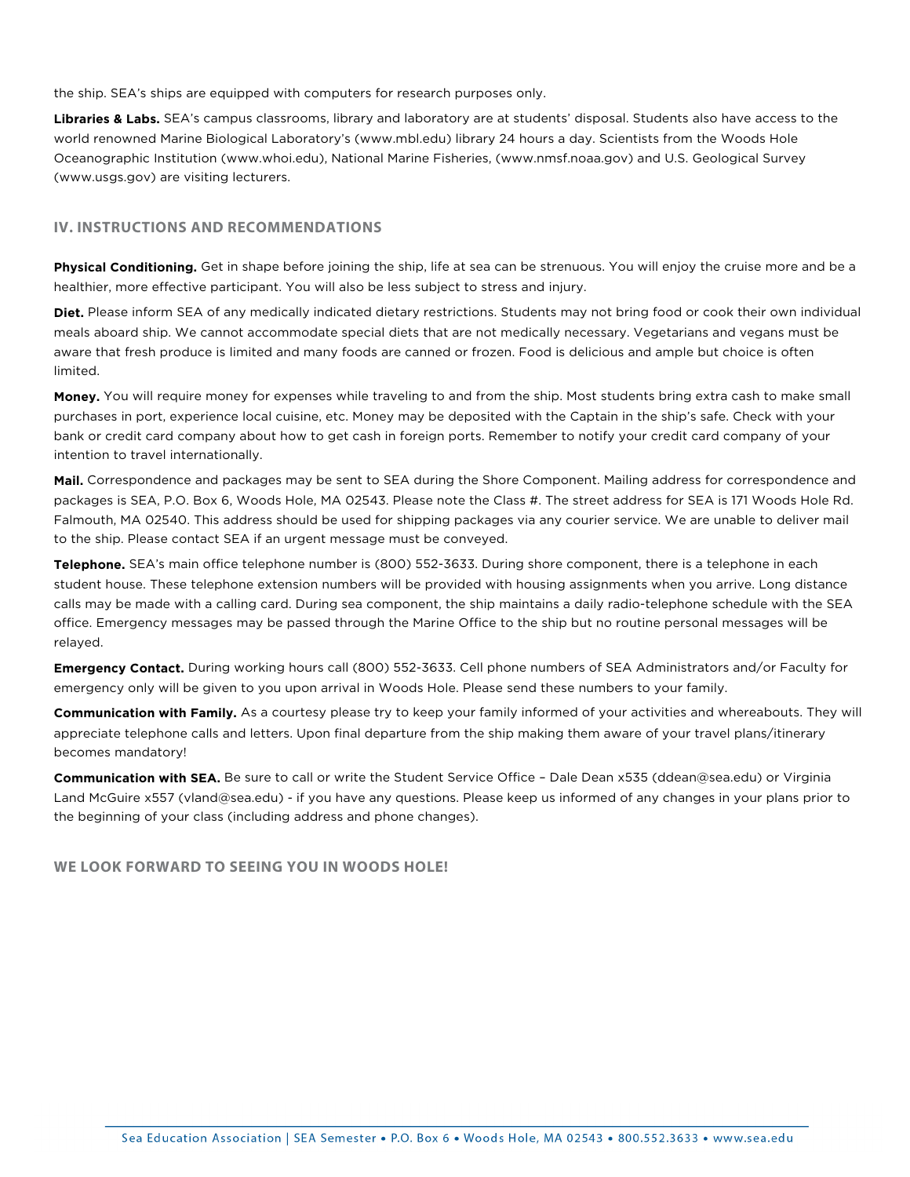the ship. SEA's ships are equipped with computers for research purposes only.

**Libraries & Labs.** SEA's campus classrooms, library and laboratory are at students' disposal. Students also have access to the world renowned Marine Biological Laboratory's (www.mbl.edu) library 24 hours a day. Scientists from the Woods Hole Oceanographic Institution (www.whoi.edu), National Marine Fisheries, (www.nmsf.noaa.gov) and U.S. Geological Survey (www.usgs.gov) are visiting lecturers.

## IV. INSTRUCTIONS AND RECOMMENDATIONS

**Physical Conditioning.** Get in shape before joining the ship, life at sea can be strenuous. You will enjoy the cruise more and be a healthier, more effective participant. You will also be less subject to stress and injury.

**Diet.** Please inform SEA of any medically indicated dietary restrictions. Students may not bring food or cook their own individual meals aboard ship. We cannot accommodate special diets that are not medically necessary. Vegetarians and vegans must be aware that fresh produce is limited and many foods are canned or frozen. Food is delicious and ample but choice is often limited.

**Money.** You will require money for expenses while traveling to and from the ship. Most students bring extra cash to make small purchases in port, experience local cuisine, etc. Money may be deposited with the Captain in the ship's safe. Check with your bank or credit card company about how to get cash in foreign ports. Remember to notify your credit card company of your intention to travel internationally.

**Mail.** Correspondence and packages may be sent to SEA during the Shore Component. Mailing address for correspondence and packages is SEA, P.O. Box 6, Woods Hole, MA 02543. Please note the Class #. The street address for SEA is 171 Woods Hole Rd. Falmouth, MA 02540. This address should be used for shipping packages via any courier service. We are unable to deliver mail to the ship. Please contact SEA if an urgent message must be conveyed.

**Telephone.** SEA's main office telephone number is (800) 552-3633. During shore component, there is a telephone in each student house. These telephone extension numbers will be provided with housing assignments when you arrive. Long distance calls may be made with a calling card. During sea component, the ship maintains a daily radio-telephone schedule with the SEA office. Emergency messages may be passed through the Marine Office to the ship but no routine personal messages will be relayed.

**Emergency Contact.** During working hours call (800) 552-3633. Cell phone numbers of SEA Administrators and/or Faculty for emergency only will be given to you upon arrival in Woods Hole. Please send these numbers to your family.

**Communication with Family.** As a courtesy please try to keep your family informed of your activities and whereabouts. They will appreciate telephone calls and letters. Upon final departure from the ship making them aware of your travel plans/itinerary becomes mandatory!

**Communication with SEA.** Be sure to call or write the Student Service Office – Dale Dean x535 (ddean@sea.edu) or Virginia Land McGuire x557 (vland@sea.edu) - if you have any questions. Please keep us informed of any changes in your plans prior to the beginning of your class (including address and phone changes).

## WE LOOK FORWARD TO SEEING YOU IN WOODS HOLE!